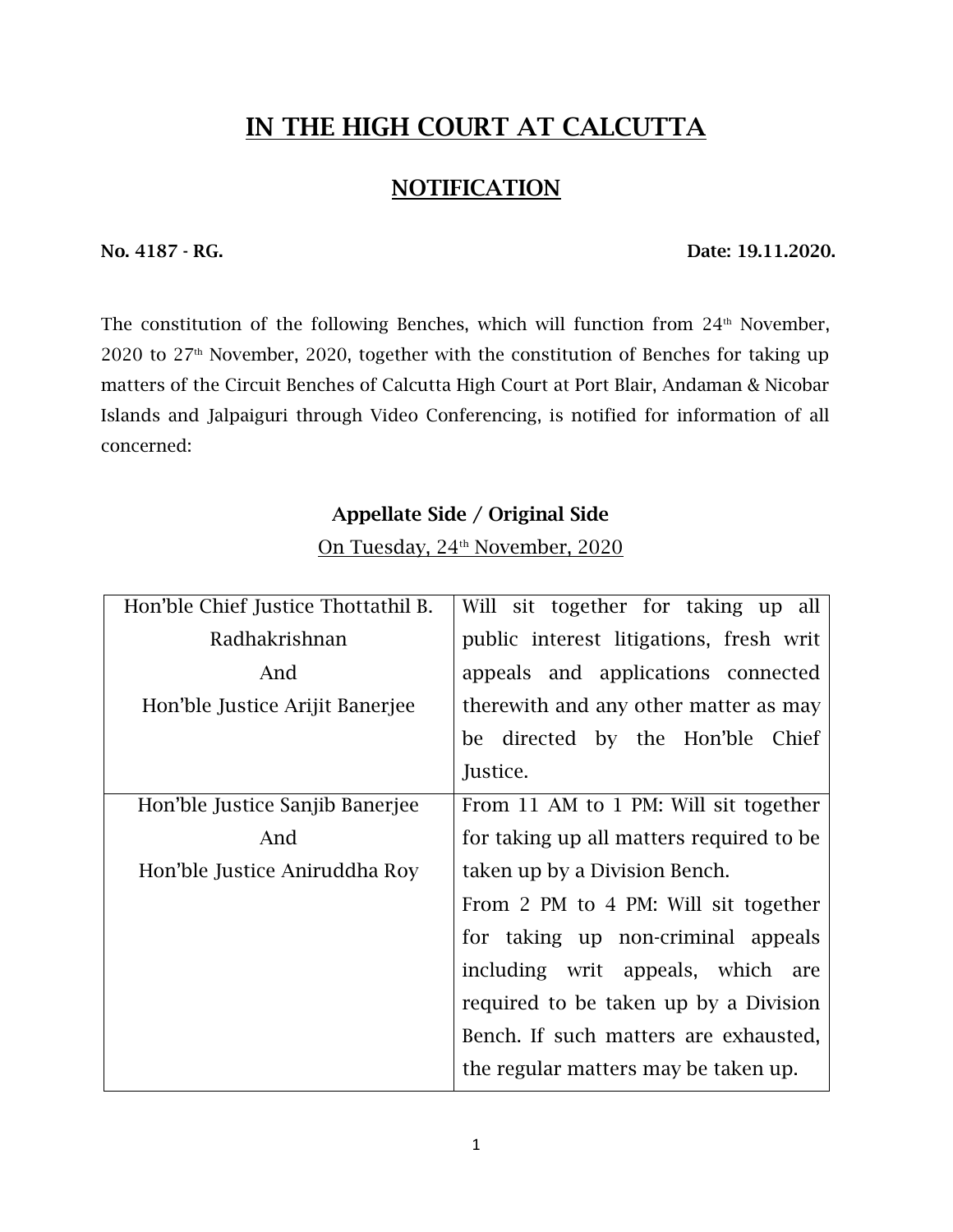# IN THE HIGH COURT AT CALCUTTA

## NOTIFICATION

**No. 4187 - RG.** **Date: 19.11.2020.**

The constitution of the following Benches, which will function from 24th November, 2020 to 27th November, 2020, together with the constitution of Benches for taking up matters of the Circuit Benches of Calcutta High Court at Port Blair, Andaman & Nicobar Islands and Jalpaiguri through Video Conferencing, is notified for information of all concerned:

### Appellate Side / Original Side

On Tuesday, 24th November, 2020

| Bench | Matters |
| --- | --- |
| Hon'ble Chief Justice Thottathil B. Radhakrishnan<br>And<br>Hon'ble Justice Arijit Banerjee | Will sit together for taking up all public interest litigations, fresh writ appeals and applications connected therewith and any other matter as may be directed by the Hon'ble Chief Justice. |
| Hon'ble Justice Sanjib Banerjee<br>And<br>Hon'ble Justice Aniruddha Roy | From 11 AM to 1 PM: Will sit together for taking up all matters required to be taken up by a Division Bench.<br>From 2 PM to 4 PM: Will sit together for taking up non-criminal appeals including writ appeals, which are required to be taken up by a Division Bench. If such matters are exhausted, the regular matters may be taken up. |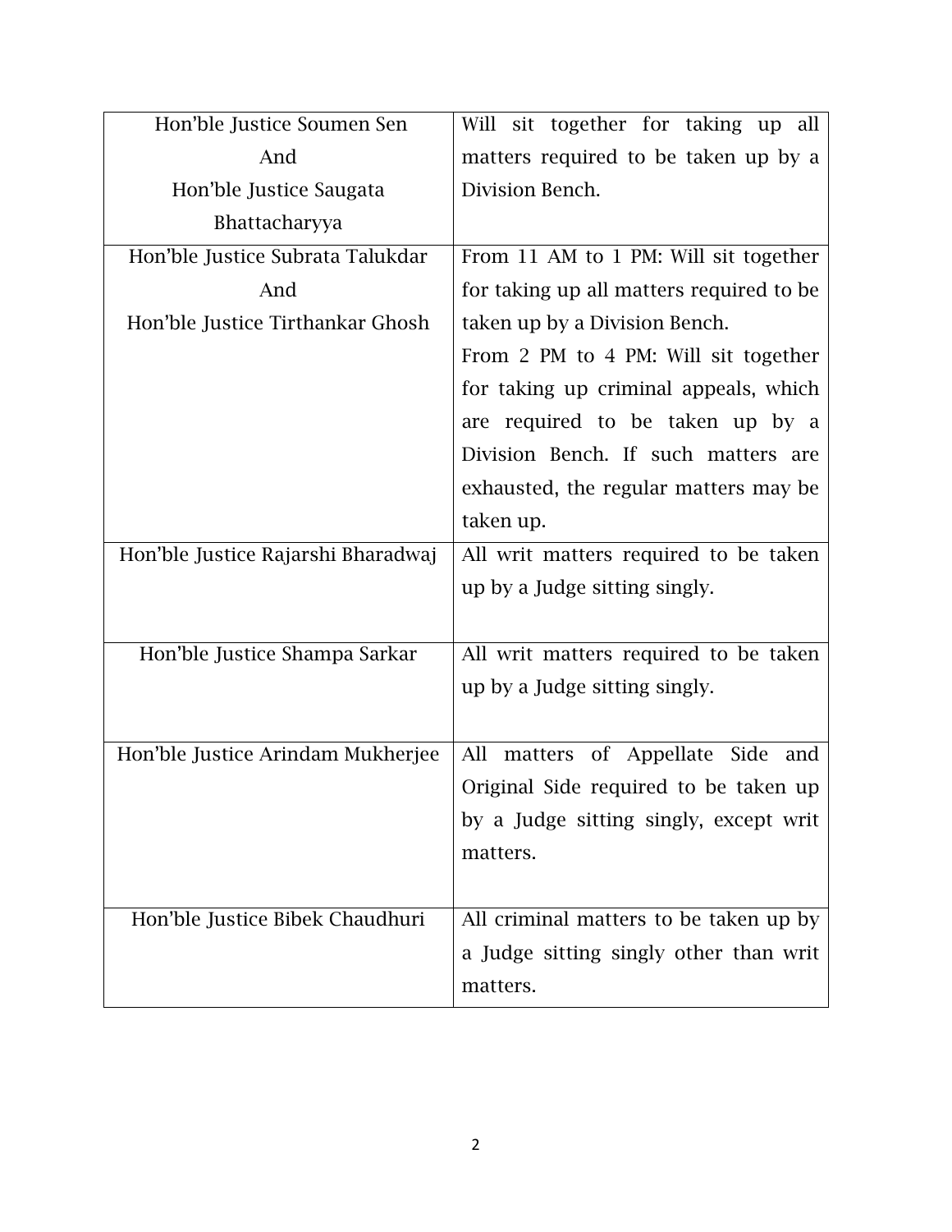| Hon'ble Justice Soumen Sen And Hon'ble Justice Saugata Bhattacharyya | Will sit together for taking up all matters required to be taken up by a Division Bench. |
|---|---|
| Hon'ble Justice Subrata Talukdar And Hon'ble Justice Tirthankar Ghosh | From 11 AM to 1 PM: Will sit together for taking up all matters required to be taken up by a Division Bench. From 2 PM to 4 PM: Will sit together for taking up criminal appeals, which are required to be taken up by a Division Bench. If such matters are exhausted, the regular matters may be taken up. |
| Hon'ble Justice Rajarshi Bharadwaj | All writ matters required to be taken up by a Judge sitting singly. |
| Hon'ble Justice Shampa Sarkar | All writ matters required to be taken up by a Judge sitting singly. |
| Hon'ble Justice Arindam Mukherjee | All matters of Appellate Side and Original Side required to be taken up by a Judge sitting singly, except writ matters. |
| Hon'ble Justice Bibek Chaudhuri | All criminal matters to be taken up by a Judge sitting singly other than writ matters. |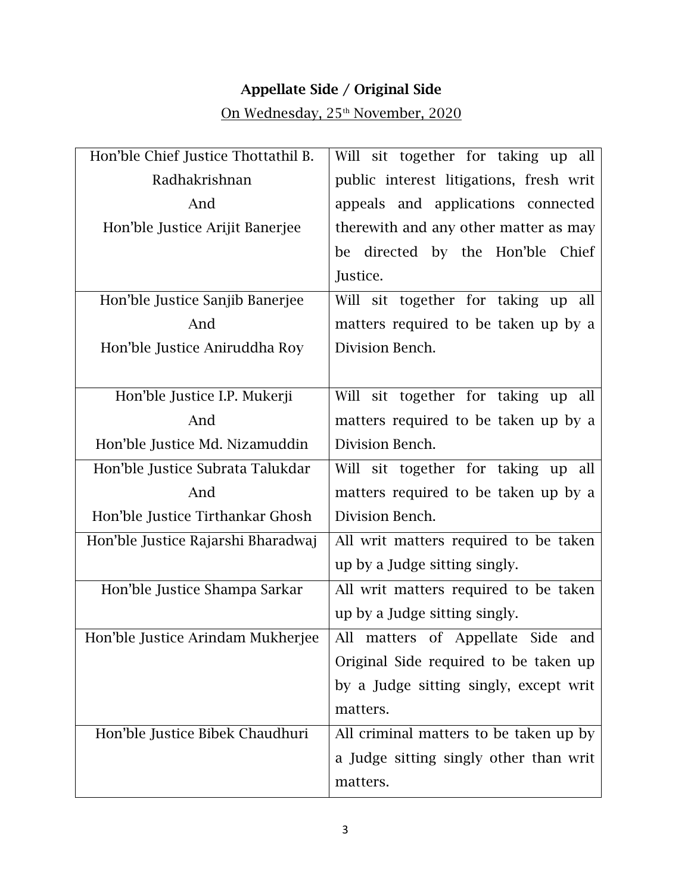**Appellate Side / Original Side**

On Wednesday, 25th November, 2020

| | |
|---|---|
| Hon'ble Chief Justice Thottathil B. Radhakrishnan And Hon'ble Justice Arijit Banerjee | Will sit together for taking up all public interest litigations, fresh writ appeals and applications connected therewith and any other matter as may be directed by the Hon'ble Chief Justice. |
| Hon'ble Justice Sanjib Banerjee And Hon'ble Justice Aniruddha Roy | Will sit together for taking up all matters required to be taken up by a Division Bench. |
| Hon'ble Justice I.P. Mukerji And Hon'ble Justice Md. Nizamuddin | Will sit together for taking up all matters required to be taken up by a Division Bench. |
| Hon'ble Justice Subrata Talukdar And Hon'ble Justice Tirthankar Ghosh | Will sit together for taking up all matters required to be taken up by a Division Bench. |
| Hon'ble Justice Rajarshi Bharadwaj | All writ matters required to be taken up by a Judge sitting singly. |
| Hon'ble Justice Shampa Sarkar | All writ matters required to be taken up by a Judge sitting singly. |
| Hon'ble Justice Arindam Mukherjee | All matters of Appellate Side and Original Side required to be taken up by a Judge sitting singly, except writ matters. |
| Hon'ble Justice Bibek Chaudhuri | All criminal matters to be taken up by a Judge sitting singly other than writ matters. |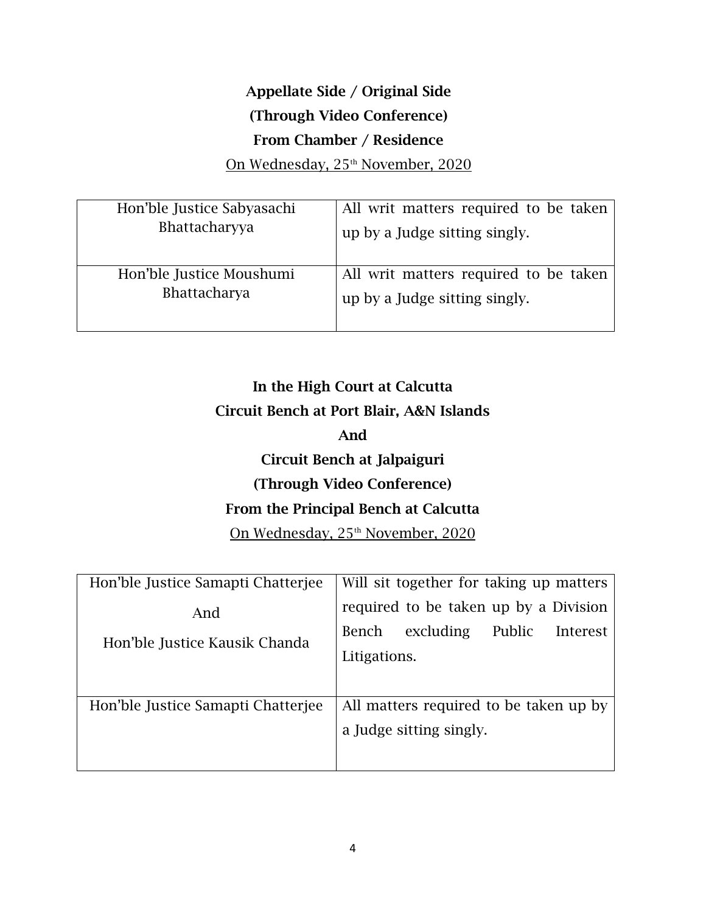**Appellate Side / Original Side**

**(Through Video Conference)**

**From Chamber / Residence**

On Wednesday, 25th November, 2020

| | |
|---|---|
| Hon'ble Justice Sabyasachi Bhattacharyya | All writ matters required to be taken up by a Judge sitting singly. |
| Hon'ble Justice Moushumi Bhattacharya | All writ matters required to be taken up by a Judge sitting singly. |

**In the High Court at Calcutta**

**Circuit Bench at Port Blair, A&N Islands**

**And**

**Circuit Bench at Jalpaiguri**

**(Through Video Conference)**

**From the Principal Bench at Calcutta**

On Wednesday, 25th November, 2020

| | |
|---|---|
| Hon'ble Justice Samapti Chatterjee<br>And<br>Hon'ble Justice Kausik Chanda | Will sit together for taking up matters required to be taken up by a Division Bench excluding Public Interest Litigations. |
| Hon'ble Justice Samapti Chatterjee | All matters required to be taken up by a Judge sitting singly. |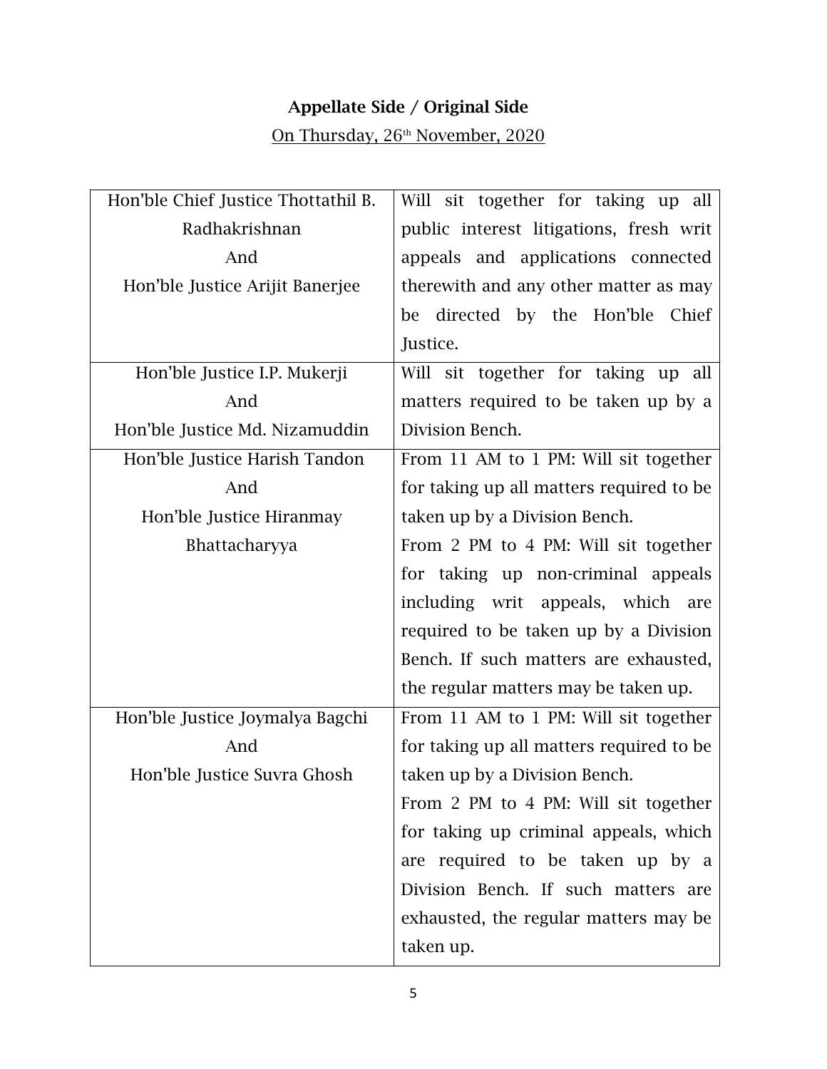**Appellate Side / Original Side**

On Thursday, 26th November, 2020

| | |
|---|---|
| Hon'ble Chief Justice Thottathil B. Radhakrishnan And Hon'ble Justice Arijit Banerjee | Will sit together for taking up all public interest litigations, fresh writ appeals and applications connected therewith and any other matter as may be directed by the Hon'ble Chief Justice. |
| Hon'ble Justice I.P. Mukerji And Hon'ble Justice Md. Nizamuddin | Will sit together for taking up all matters required to be taken up by a Division Bench. |
| Hon'ble Justice Harish Tandon And Hon'ble Justice Hiranmay Bhattacharyya | From 11 AM to 1 PM: Will sit together for taking up all matters required to be taken up by a Division Bench. From 2 PM to 4 PM: Will sit together for taking up non-criminal appeals including writ appeals, which are required to be taken up by a Division Bench. If such matters are exhausted, the regular matters may be taken up. |
| Hon'ble Justice Joymalya Bagchi And Hon'ble Justice Suvra Ghosh | From 11 AM to 1 PM: Will sit together for taking up all matters required to be taken up by a Division Bench. From 2 PM to 4 PM: Will sit together for taking up criminal appeals, which are required to be taken up by a Division Bench. If such matters are exhausted, the regular matters may be taken up. |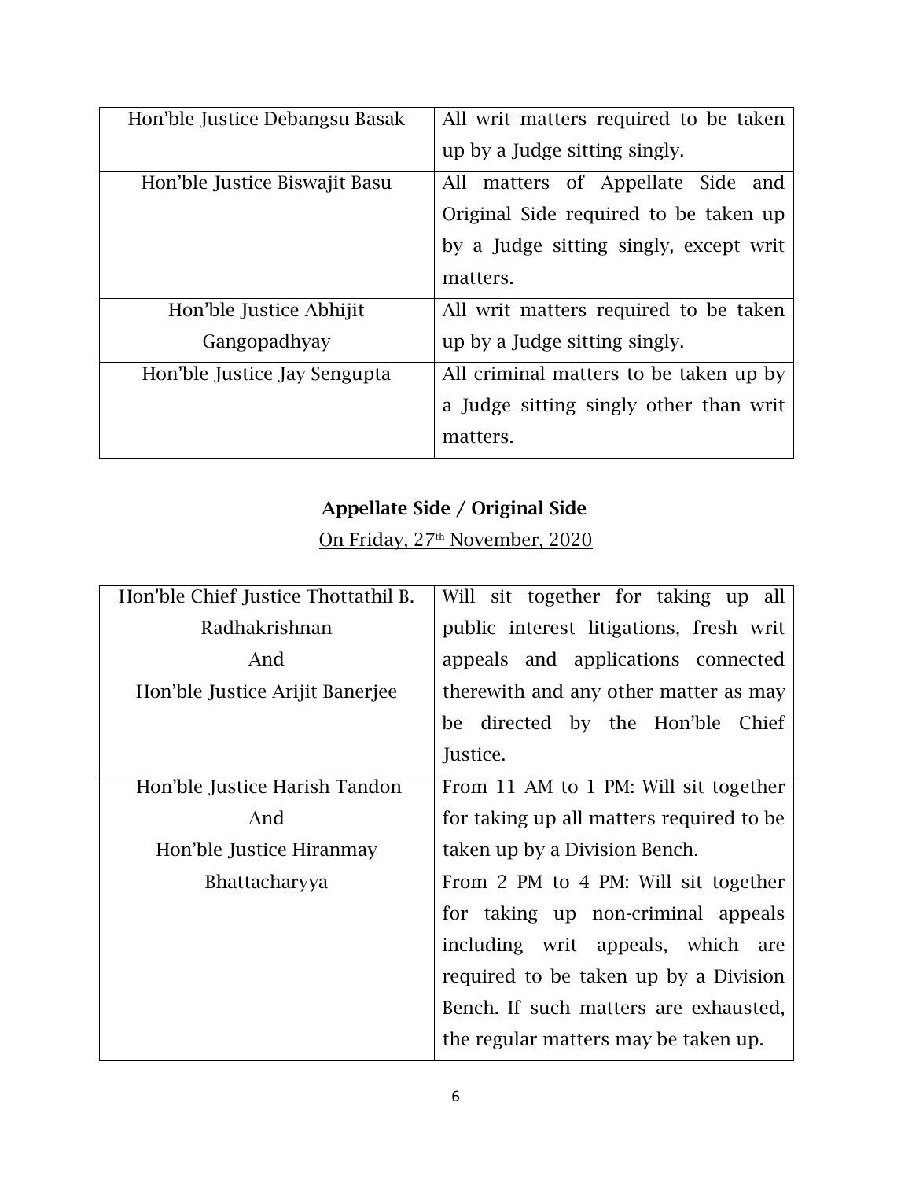| Hon'ble Justice Debangsu Basak | All writ matters required to be taken up by a Judge sitting singly. |
|---|---|
| Hon'ble Justice Biswajit Basu | All matters of Appellate Side and Original Side required to be taken up by a Judge sitting singly, except writ matters. |
| Hon'ble Justice Abhijit Gangopadhyay | All writ matters required to be taken up by a Judge sitting singly. |
| Hon'ble Justice Jay Sengupta | All criminal matters to be taken up by a Judge sitting singly other than writ matters. |

**Appellate Side / Original Side**

On Friday, 27th November, 2020

| Hon'ble Chief Justice Thottathil B. Radhakrishnan And Hon'ble Justice Arijit Banerjee | Will sit together for taking up all public interest litigations, fresh writ appeals and applications connected therewith and any other matter as may be directed by the Hon'ble Chief Justice. |
|---|---|
| Hon'ble Justice Harish Tandon And Hon'ble Justice Hiranmay Bhattacharyya | From 11 AM to 1 PM: Will sit together for taking up all matters required to be taken up by a Division Bench. From 2 PM to 4 PM: Will sit together for taking up non-criminal appeals including writ appeals, which are required to be taken up by a Division Bench. If such matters are exhausted, the regular matters may be taken up. |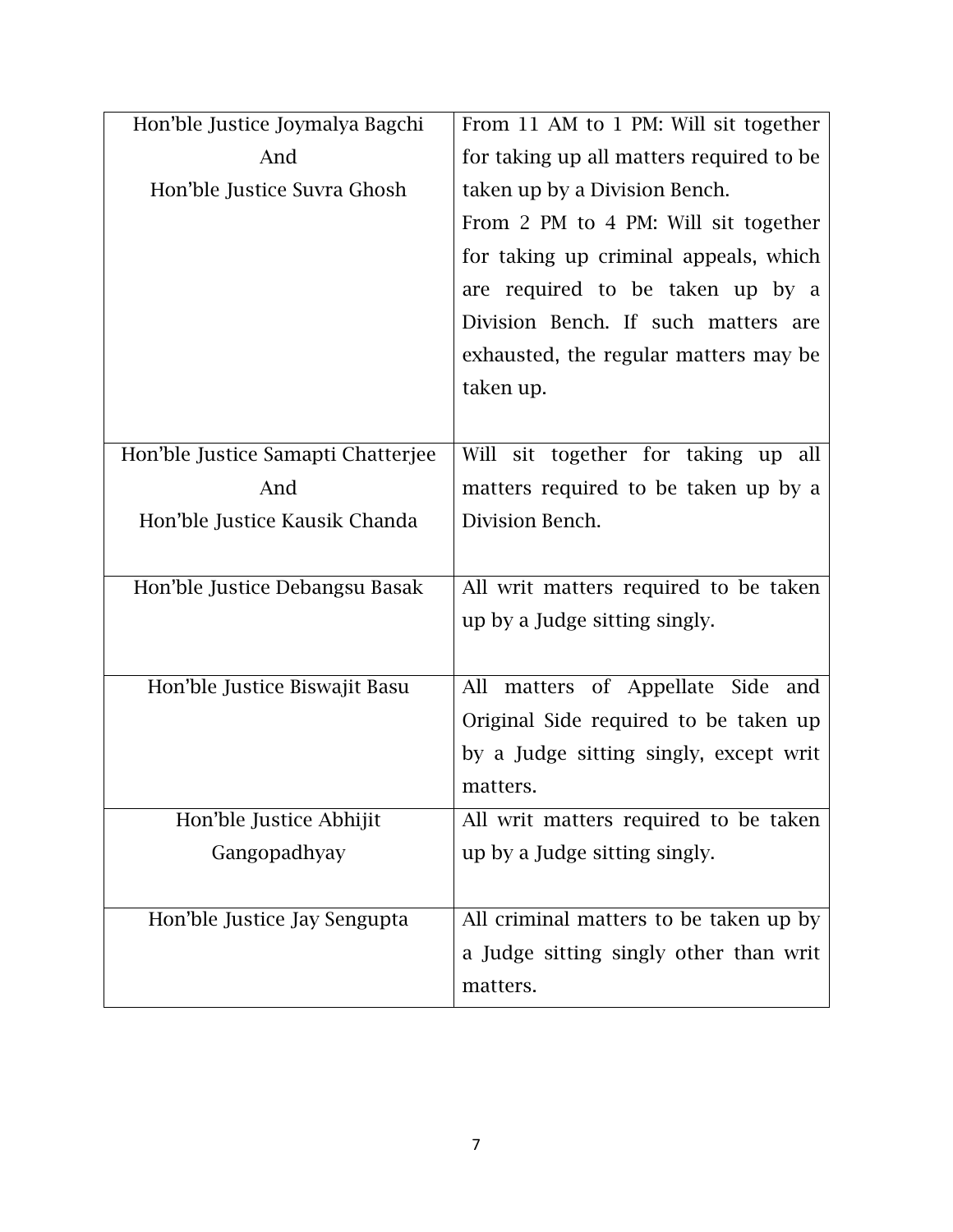| | |
|---|---|
| Hon'ble Justice Joymalya Bagchi And Hon'ble Justice Suvra Ghosh | From 11 AM to 1 PM: Will sit together for taking up all matters required to be taken up by a Division Bench. From 2 PM to 4 PM: Will sit together for taking up criminal appeals, which are required to be taken up by a Division Bench. If such matters are exhausted, the regular matters may be taken up. |
| Hon'ble Justice Samapti Chatterjee And Hon'ble Justice Kausik Chanda | Will sit together for taking up all matters required to be taken up by a Division Bench. |
| Hon'ble Justice Debangsu Basak | All writ matters required to be taken up by a Judge sitting singly. |
| Hon'ble Justice Biswajit Basu | All matters of Appellate Side and Original Side required to be taken up by a Judge sitting singly, except writ matters. |
| Hon'ble Justice Abhijit Gangopadhyay | All writ matters required to be taken up by a Judge sitting singly. |
| Hon'ble Justice Jay Sengupta | All criminal matters to be taken up by a Judge sitting singly other than writ matters. |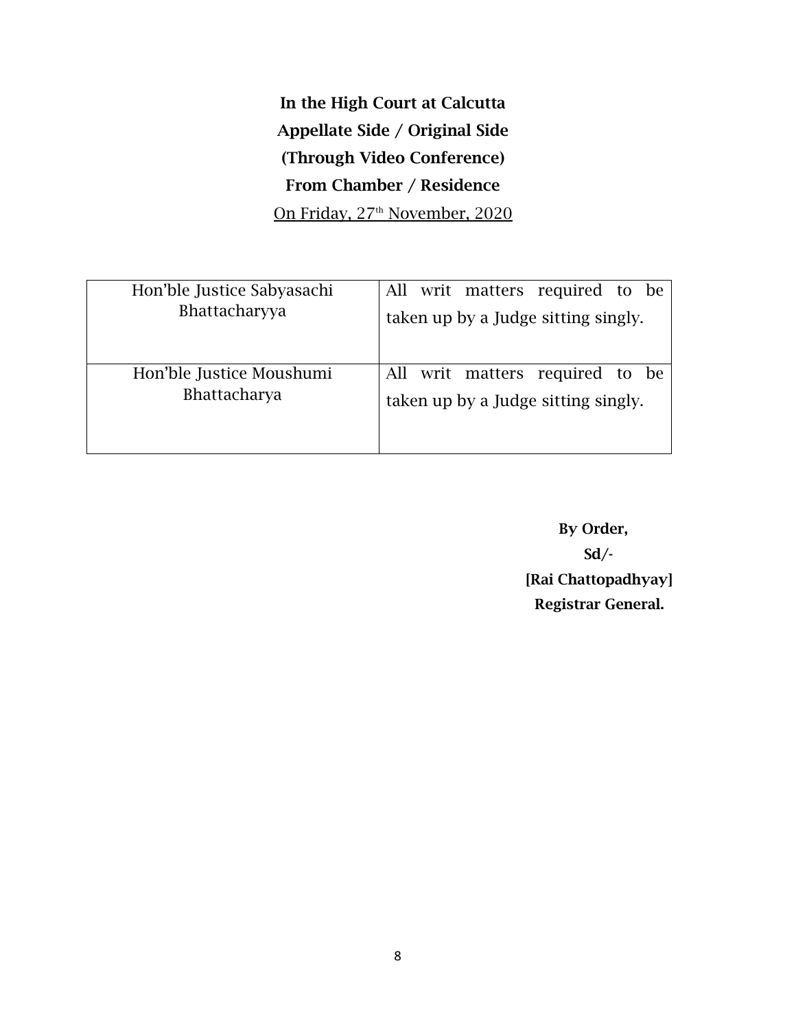**In the High Court at Calcutta**

**Appellate Side / Original Side**

**(Through Video Conference)**

**From Chamber / Residence**

On Friday, 27th November, 2020

| | |
|---|---|
| Hon'ble Justice Sabyasachi Bhattacharyya | All writ matters required to be taken up by a Judge sitting singly. |
| Hon'ble Justice Moushumi Bhattacharya | All writ matters required to be taken up by a Judge sitting singly. |

**By Order,**

**Sd/-**

**[Rai Chattopadhyay]**

**Registrar General.**